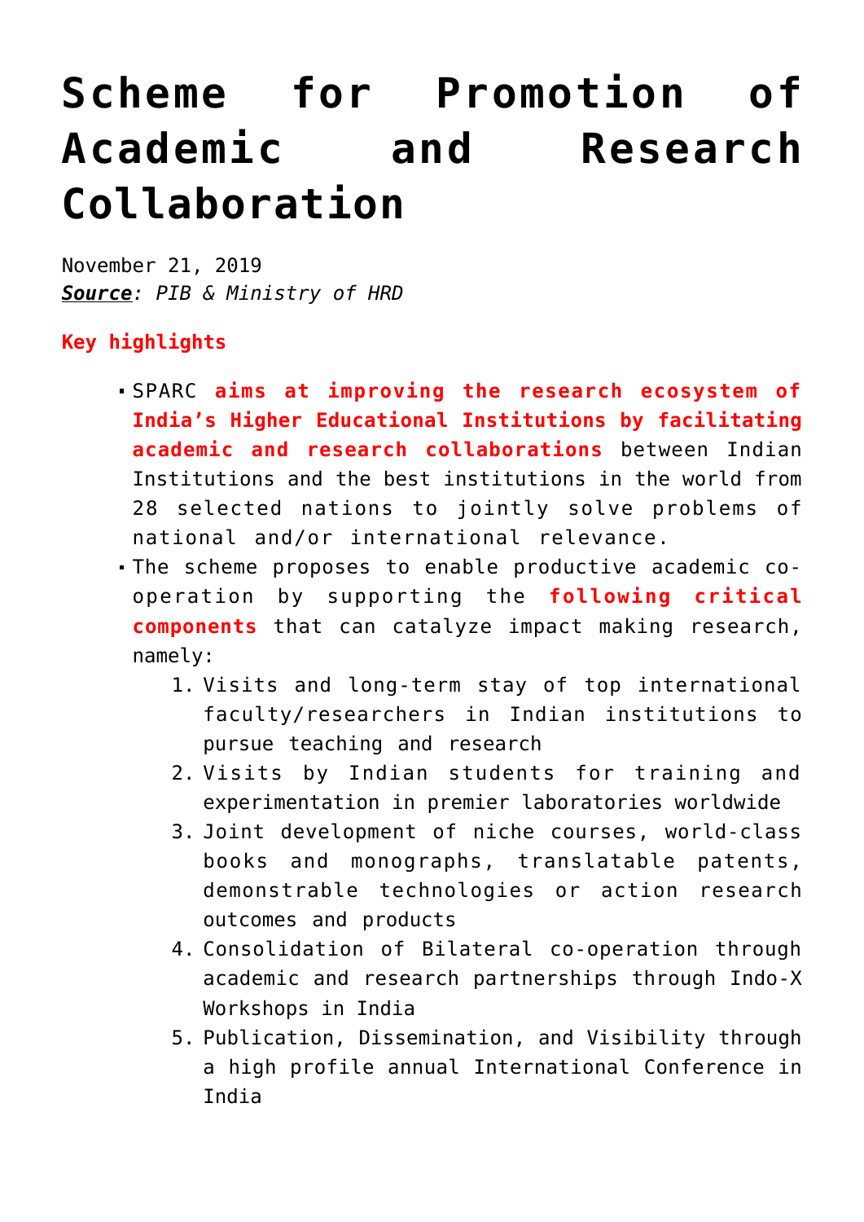# Scheme for Promotion of Academic and Research Collaboration

November 21, 2019
***Source**: PIB & Ministry of HRD*

**Key highlights**

- SPARC **aims at improving the research ecosystem of India's Higher Educational Institutions by facilitating academic and research collaborations** between Indian Institutions and the best institutions in the world from 28 selected nations to jointly solve problems of national and/or international relevance.
- The scheme proposes to enable productive academic co-operation by supporting the **following critical components** that can catalyze impact making research, namely:
    1. Visits and long-term stay of top international faculty/researchers in Indian institutions to pursue teaching and research
    2. Visits by Indian students for training and experimentation in premier laboratories worldwide
    3. Joint development of niche courses, world-class books and monographs, translatable patents, demonstrable technologies or action research outcomes and products
    4. Consolidation of Bilateral co-operation through academic and research partnerships through Indo-X Workshops in India
    5. Publication, Dissemination, and Visibility through a high profile annual International Conference in India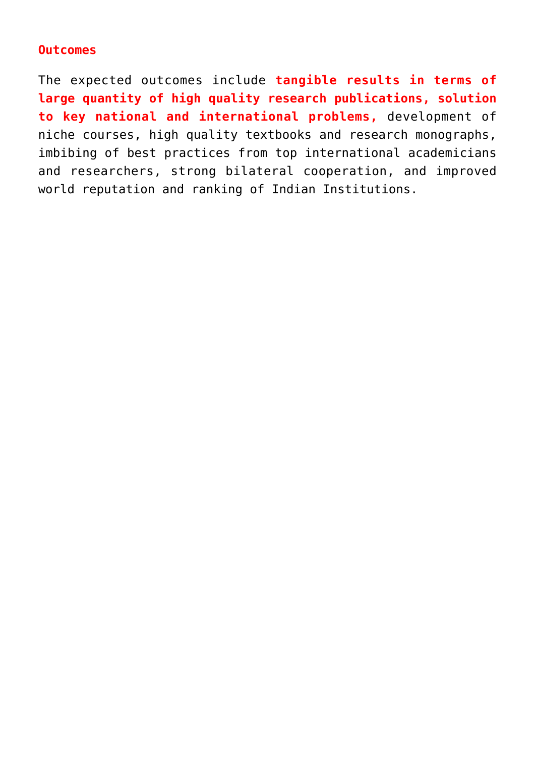**Outcomes**

The expected outcomes include **tangible results in terms of large quantity of high quality research publications, solution to key national and international problems,** development of niche courses, high quality textbooks and research monographs, imbibing of best practices from top international academicians and researchers, strong bilateral cooperation, and improved world reputation and ranking of Indian Institutions.